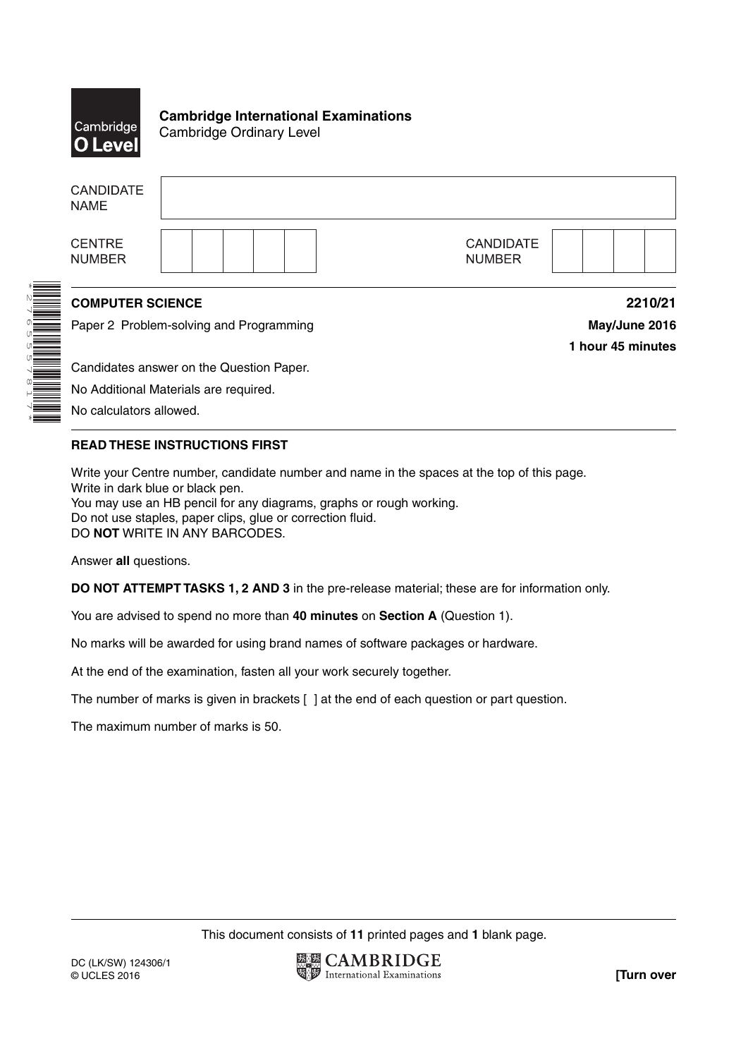**Cambridge International Examinations**
Cambridge Ordinary Level

CANDIDATE NAME

CENTRE NUMBER

CANDIDATE NUMBER

**COMPUTER SCIENCE** **2210/21**

Paper 2 Problem-solving and Programming **May/June 2016**

**1 hour 45 minutes**

Candidates answer on the Question Paper.

No Additional Materials are required.

No calculators allowed.

**READ THESE INSTRUCTIONS FIRST**

Write your Centre number, candidate number and name in the spaces at the top of this page.
Write in dark blue or black pen.
You may use an HB pencil for any diagrams, graphs or rough working.
Do not use staples, paper clips, glue or correction fluid.
DO **NOT** WRITE IN ANY BARCODES.

Answer **all** questions.

**DO NOT ATTEMPT TASKS 1, 2 AND 3** in the pre-release material; these are for information only.

You are advised to spend no more than **40 minutes** on **Section A** (Question 1).

No marks will be awarded for using brand names of software packages or hardware.

At the end of the examination, fasten all your work securely together.

The number of marks is given in brackets [ ] at the end of each question or part question.

The maximum number of marks is 50.

This document consists of **11** printed pages and **1** blank page.

DC (LK/SW) 124306/1
© UCLES 2016

**[Turn over**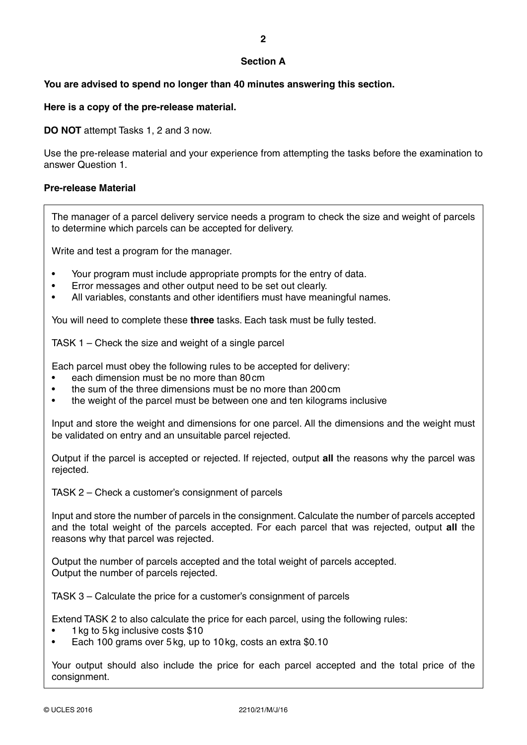## Section A

**You are advised to spend no longer than 40 minutes answering this section.**

**Here is a copy of the pre-release material.**

**DO NOT** attempt Tasks 1, 2 and 3 now.

Use the pre-release material and your experience from attempting the tasks before the examination to answer Question 1.

**Pre-release Material**

The manager of a parcel delivery service needs a program to check the size and weight of parcels to determine which parcels can be accepted for delivery.

Write and test a program for the manager.

- Your program must include appropriate prompts for the entry of data.
- Error messages and other output need to be set out clearly.
- All variables, constants and other identifiers must have meaningful names.

You will need to complete these **three** tasks. Each task must be fully tested.

TASK 1 – Check the size and weight of a single parcel

Each parcel must obey the following rules to be accepted for delivery:

- each dimension must be no more than 80 cm
- the sum of the three dimensions must be no more than 200 cm
- the weight of the parcel must be between one and ten kilograms inclusive

Input and store the weight and dimensions for one parcel. All the dimensions and the weight must be validated on entry and an unsuitable parcel rejected.

Output if the parcel is accepted or rejected. If rejected, output **all** the reasons why the parcel was rejected.

TASK 2 – Check a customer's consignment of parcels

Input and store the number of parcels in the consignment. Calculate the number of parcels accepted and the total weight of the parcels accepted. For each parcel that was rejected, output **all** the reasons why that parcel was rejected.

Output the number of parcels accepted and the total weight of parcels accepted.
Output the number of parcels rejected.

TASK 3 – Calculate the price for a customer's consignment of parcels

Extend TASK 2 to also calculate the price for each parcel, using the following rules:

- 1 kg to 5 kg inclusive costs $10
- Each 100 grams over 5 kg, up to 10 kg, costs an extra $0.10

Your output should also include the price for each parcel accepted and the total price of the consignment.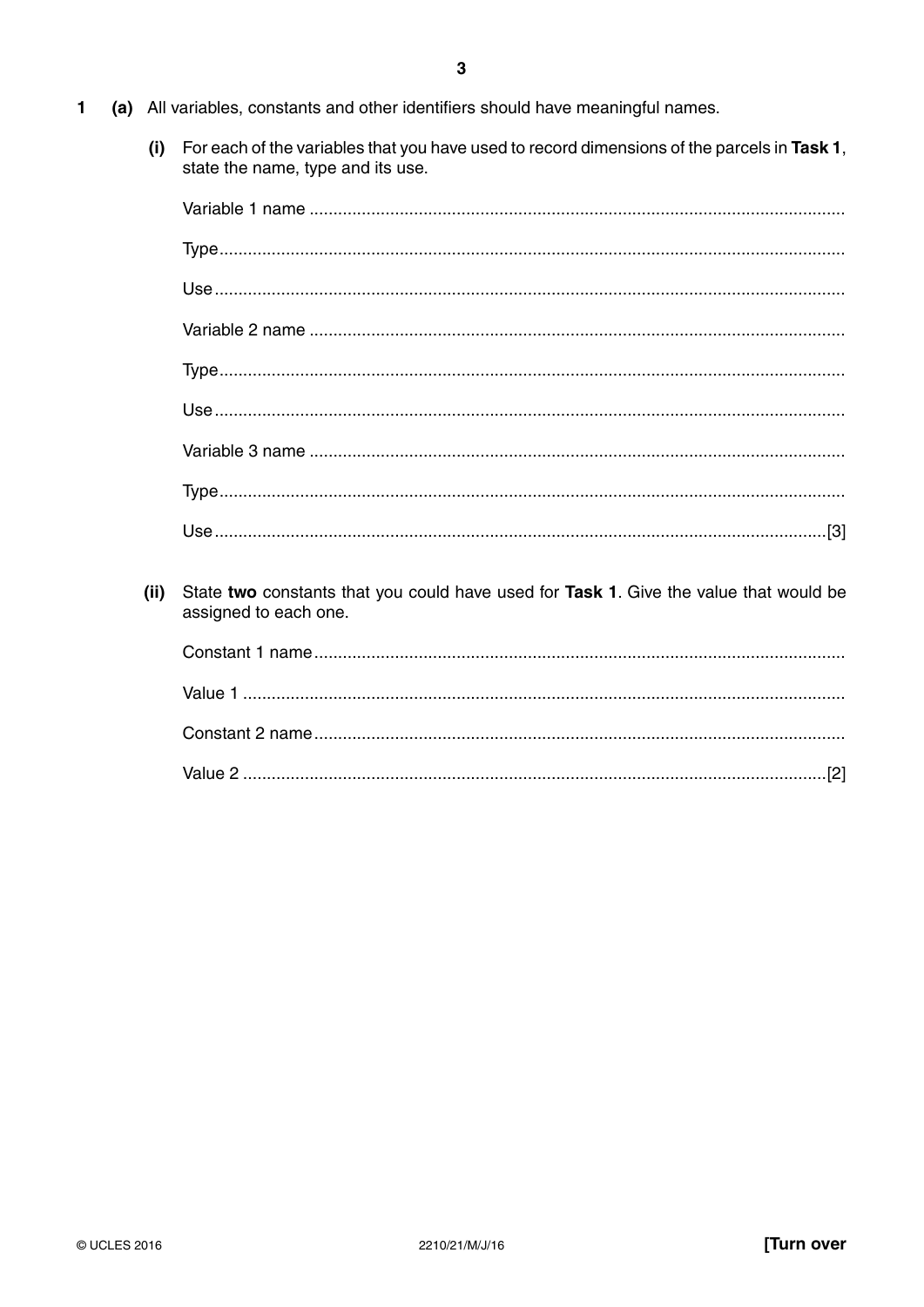**1** **(a)** All variables, constants and other identifiers should have meaningful names.

**(i)** For each of the variables that you have used to record dimensions of the parcels in **Task 1**, state the name, type and its use.

Variable 1 name ................................................................................................................

Type...................................................................................................................................

Use....................................................................................................................................

Variable 2 name ................................................................................................................

Type...................................................................................................................................

Use....................................................................................................................................

Variable 3 name ................................................................................................................

Type...................................................................................................................................

Use.................................................................................................................................[3]

**(ii)** State **two** constants that you could have used for **Task 1**. Give the value that would be assigned to each one.

Constant 1 name...............................................................................................................

Value 1 .............................................................................................................................

Constant 2 name...............................................................................................................

Value 2 ..........................................................................................................................[2]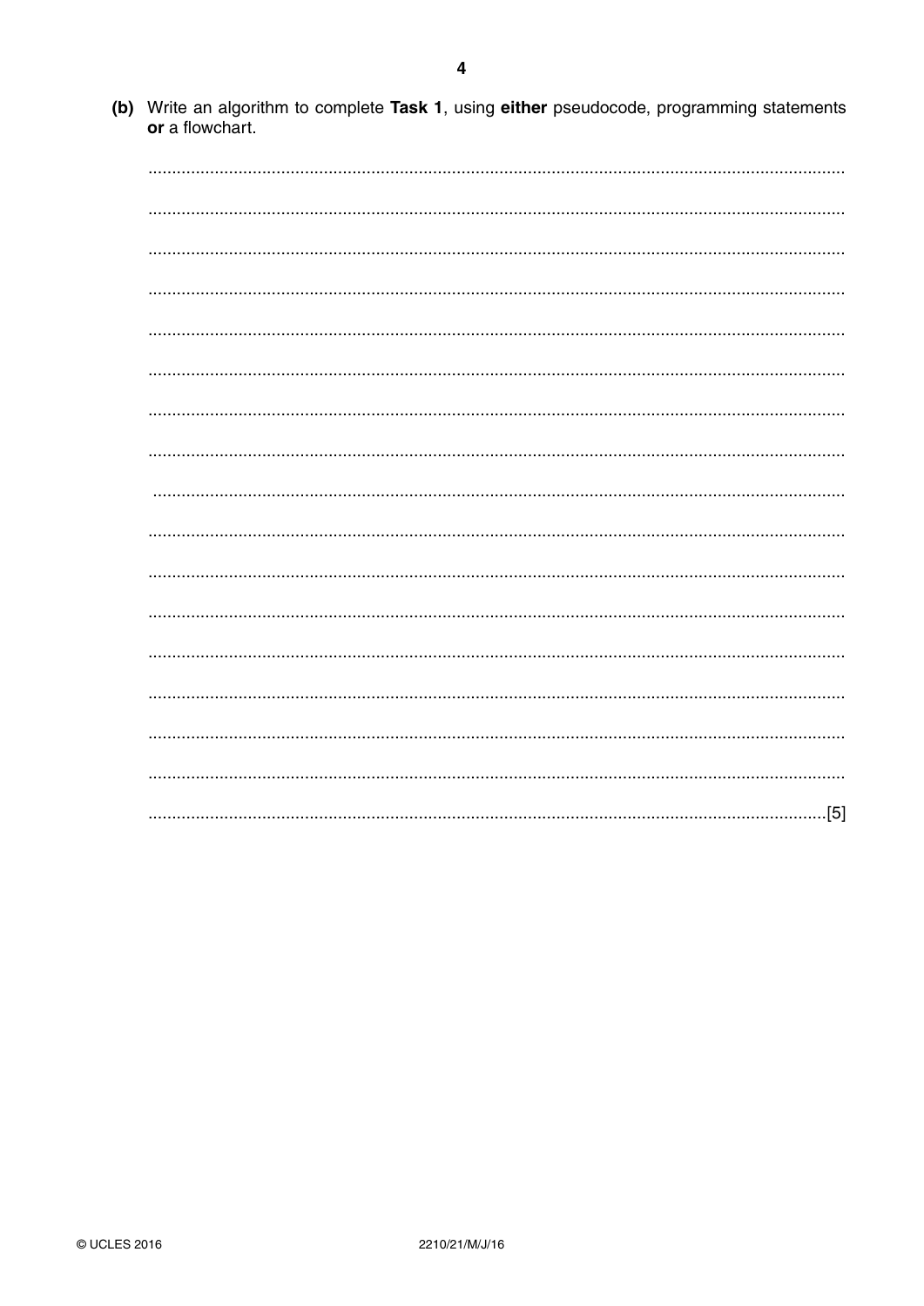**(b)** Write an algorithm to complete **Task 1**, using **either** pseudocode, programming statements **or** a flowchart.

..................................................................................................................................................

..................................................................................................................................................

..................................................................................................................................................

..................................................................................................................................................

..................................................................................................................................................

..................................................................................................................................................

..................................................................................................................................................

..................................................................................................................................................

..................................................................................................................................................

..................................................................................................................................................

..................................................................................................................................................

..................................................................................................................................................

..................................................................................................................................................

..................................................................................................................................................

..................................................................................................................................................

..................................................................................................................................................

.............................................................................................................................................[5]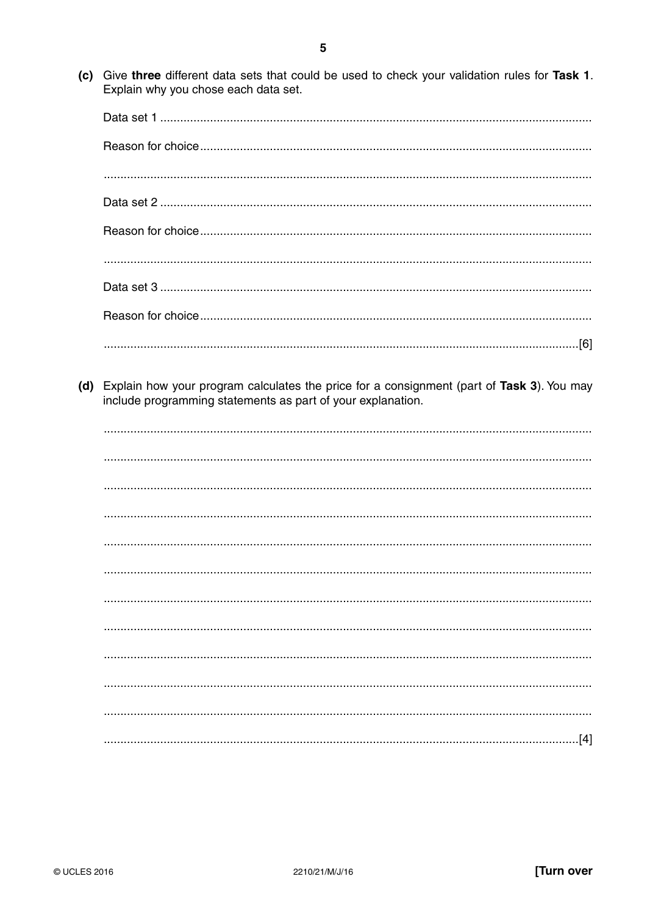**(c)** Give **three** different data sets that could be used to check your validation rules for **Task 1**. Explain why you chose each data set.

Data set 1 .................................................................................................................................

Reason for choice .....................................................................................................................

.................................................................................................................................................

Data set 2 .................................................................................................................................

Reason for choice .....................................................................................................................

.................................................................................................................................................

Data set 3 .................................................................................................................................

Reason for choice .....................................................................................................................

...........................................................................................................................................[6]

**(d)** Explain how your program calculates the price for a consignment (part of **Task 3**). You may include programming statements as part of your explanation.

.................................................................................................................................................

.................................................................................................................................................

.................................................................................................................................................

.................................................................................................................................................

.................................................................................................................................................

.................................................................................................................................................

.................................................................................................................................................

.................................................................................................................................................

.................................................................................................................................................

.................................................................................................................................................

.................................................................................................................................................

...........................................................................................................................................[4]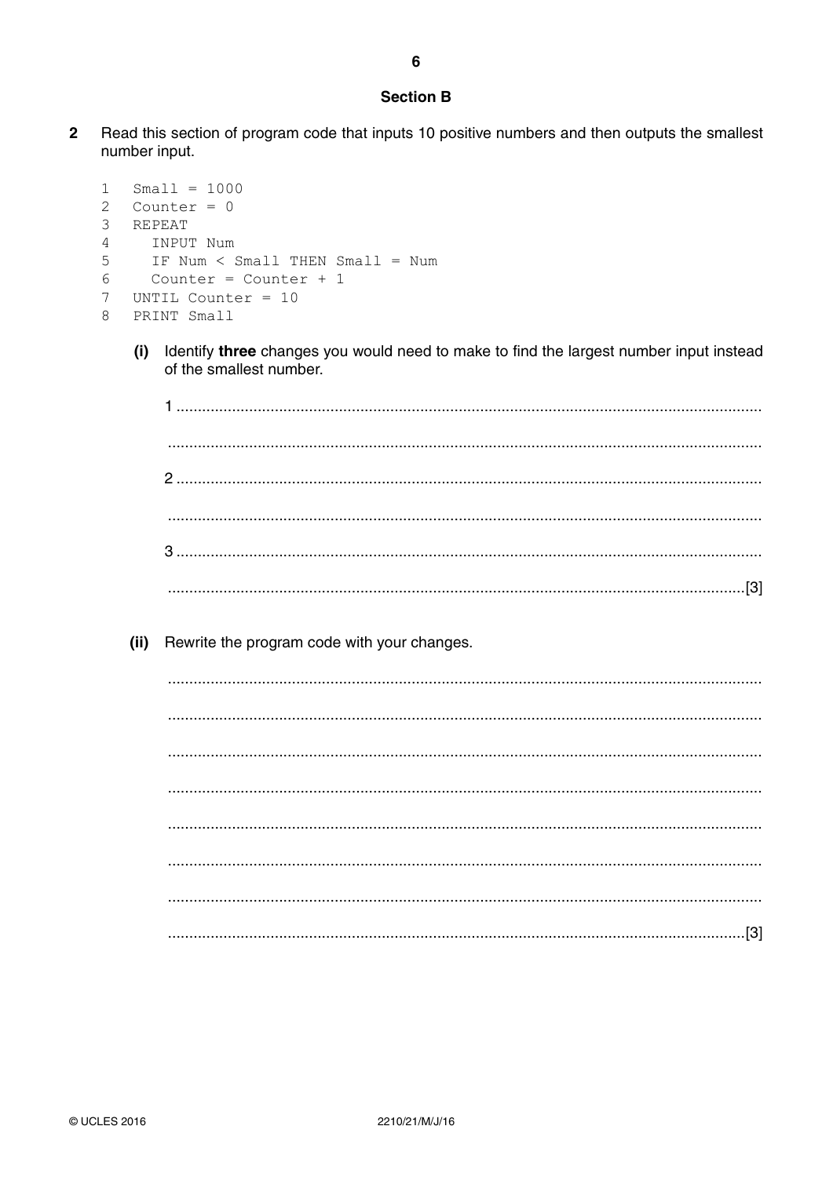## Section B

**2** Read this section of program code that inputs 10 positive numbers and then outputs the smallest number input.

```
1   Small = 1000
2   Counter = 0
3   REPEAT
4     INPUT Num
5     IF Num < Small THEN Small = Num
6     Counter = Counter + 1
7   UNTIL Counter = 10
8   PRINT Small
```

**(i)** Identify **three** changes you would need to make to find the largest number input instead of the smallest number.

1 ..........................................................................................................................................

..........................................................................................................................................

2 ..........................................................................................................................................

..........................................................................................................................................

3 ..........................................................................................................................................

.................................................................................................................................... [3]

**(ii)** Rewrite the program code with your changes.

..........................................................................................................................................

..........................................................................................................................................

..........................................................................................................................................

..........................................................................................................................................

..........................................................................................................................................

..........................................................................................................................................

..........................................................................................................................................

.................................................................................................................................... [3]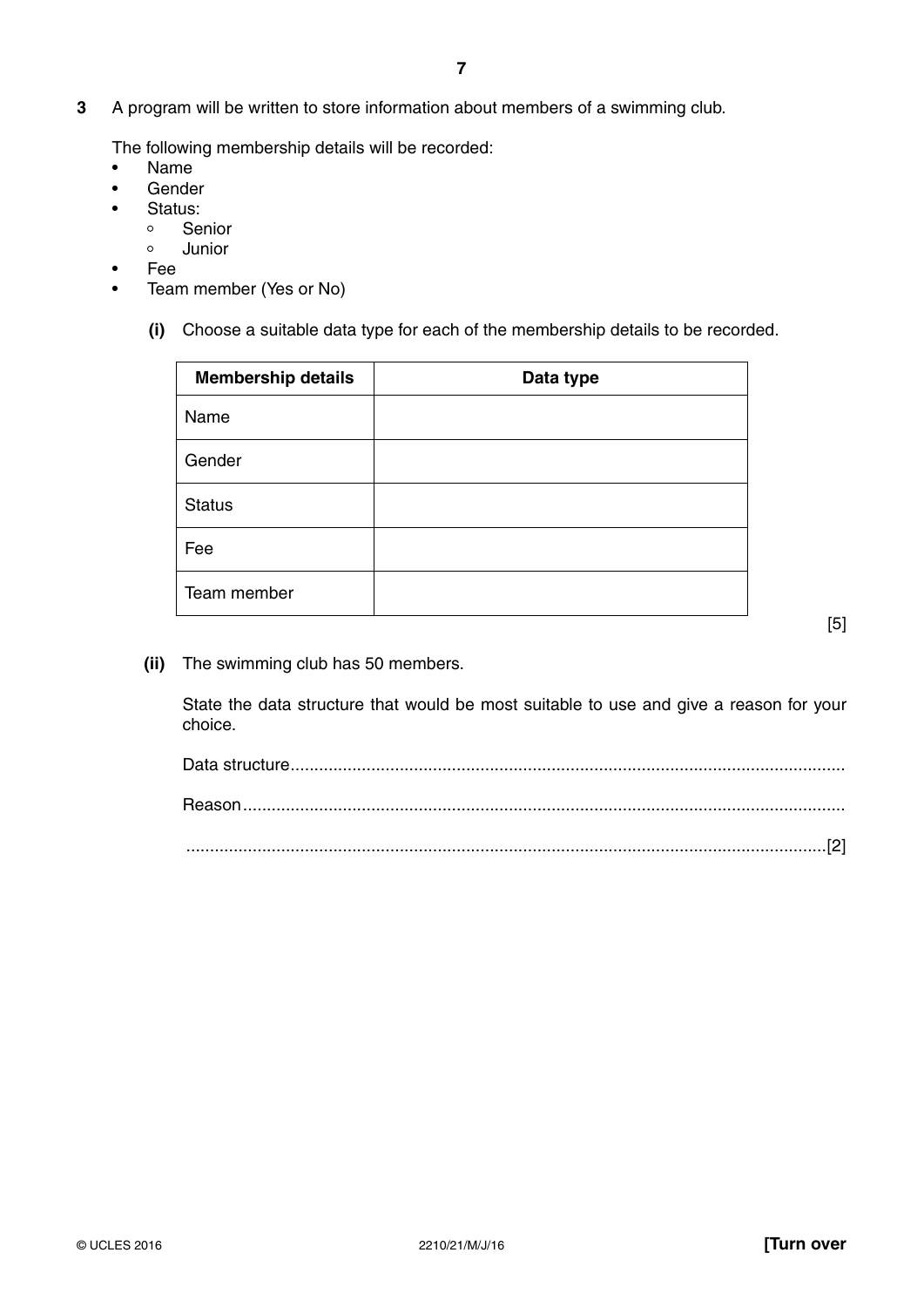**3** A program will be written to store information about members of a swimming club.

The following membership details will be recorded:

- Name
- Gender
- Status:
  - Senior
  - Junior
- Fee
- Team member (Yes or No)

**(i)** Choose a suitable data type for each of the membership details to be recorded.

| Membership details | Data type |
| --- | --- |
| Name | |
| Gender | |
| Status | |
| Fee | |
| Team member | |

[5]

**(ii)** The swimming club has 50 members.

State the data structure that would be most suitable to use and give a reason for your choice.

Data structure ..........................................................................................................................

Reason ......................................................................................................................................

..............................................................................................................................................[2]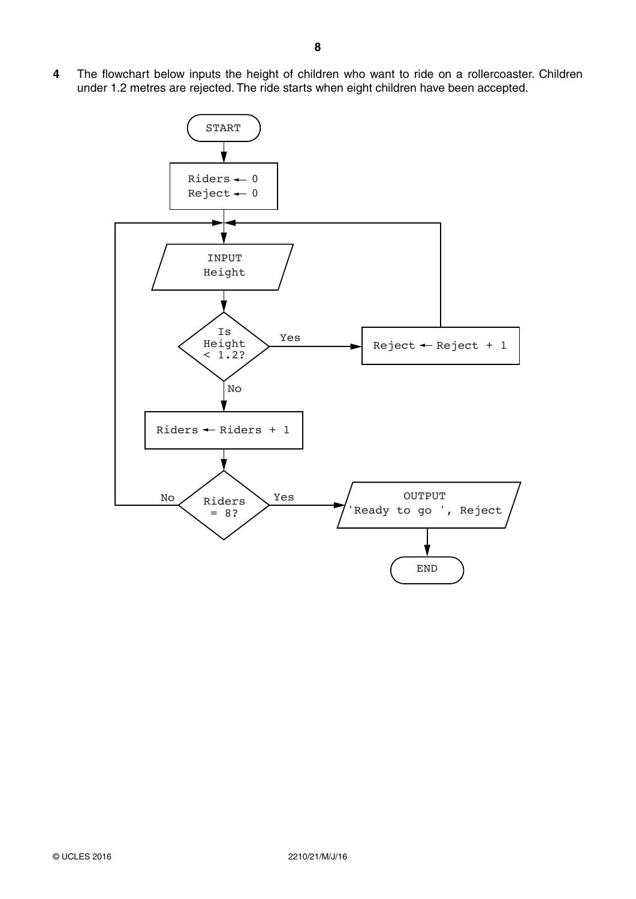**4** The flowchart below inputs the height of children who want to ride on a rollercoaster. Children under 1.2 metres are rejected. The ride starts when eight children have been accepted.

```
START

Riders ← 0
Reject ← 0

INPUT
Height

Is Height < 1.2?
    Yes → Reject ← Reject + 1 → (back to INPUT Height)
    No  → Riders ← Riders + 1

Riders = 8?
    No  → (back to INPUT Height)
    Yes → OUTPUT 'Ready to go ', Reject

END
```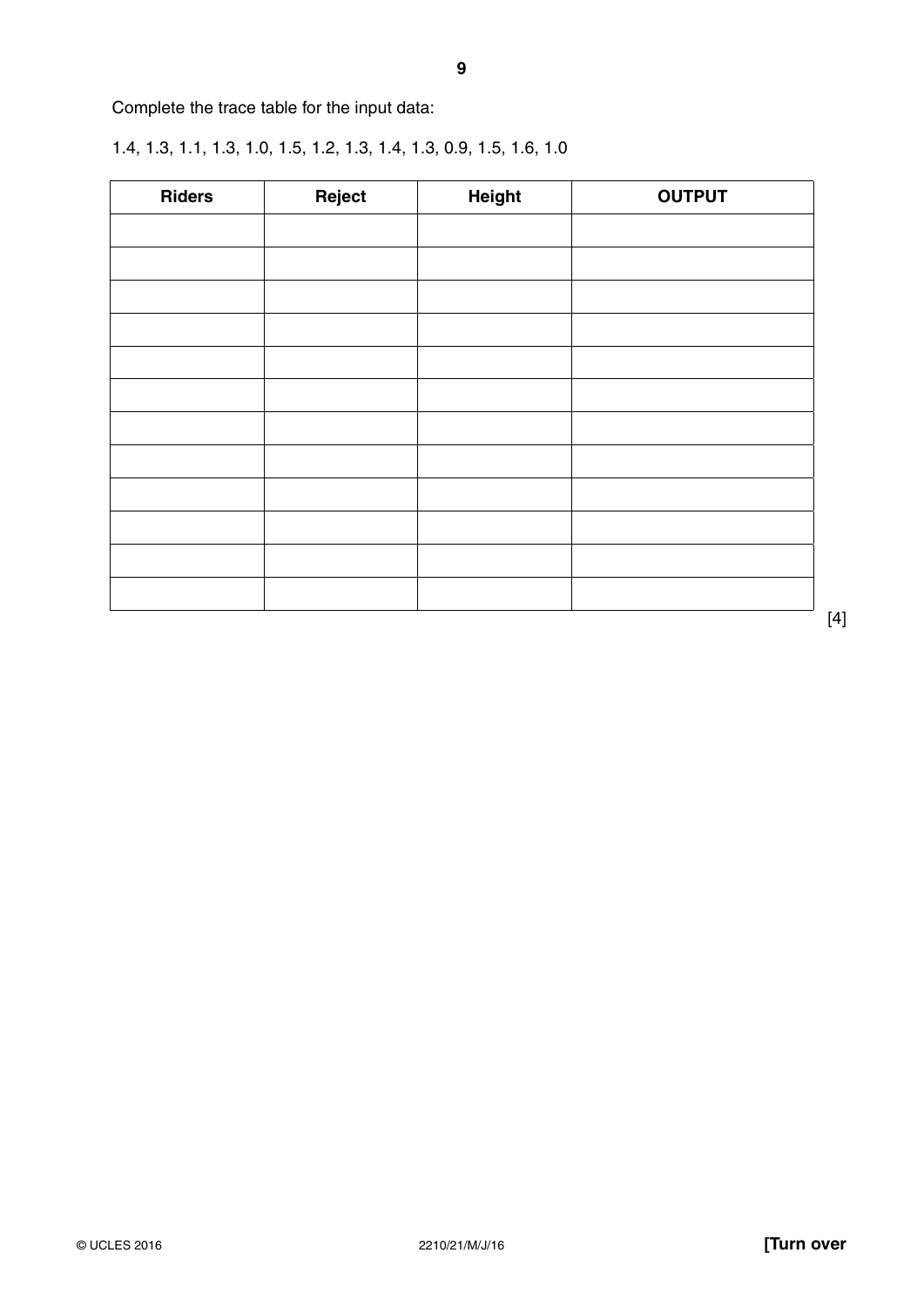Complete the trace table for the input data:

1.4, 1.3, 1.1, 1.3, 1.0, 1.5, 1.2, 1.3, 1.4, 1.3, 0.9, 1.5, 1.6, 1.0

| Riders | Reject | Height | OUTPUT |
|---|---|---|---|
| | | | |
| | | | |
| | | | |
| | | | |
| | | | |
| | | | |
| | | | |
| | | | |
| | | | |
| | | | |
| | | | |
| | | | |

[4]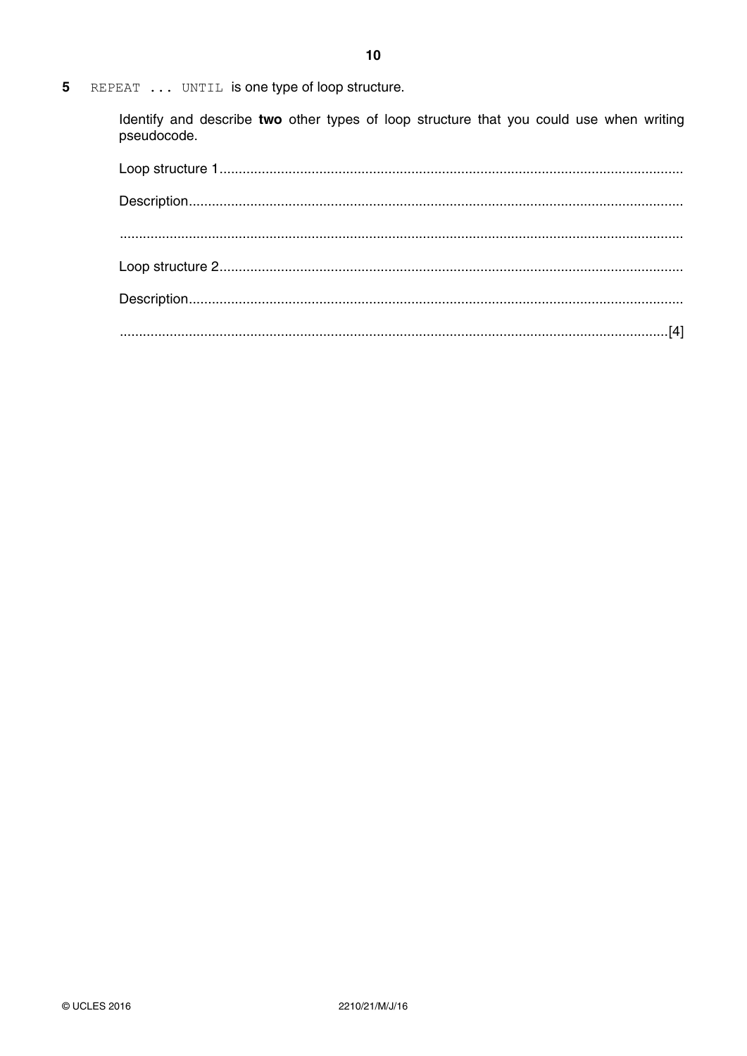**5** `REPEAT ... UNTIL` is one type of loop structure.

Identify and describe **two** other types of loop structure that you could use when writing pseudocode.

Loop structure 1 ..........................................................................................................................

Description ..................................................................................................................................

.....................................................................................................................................................

Loop structure 2 ..........................................................................................................................

Description ..................................................................................................................................

..................................................................................................................................................[4]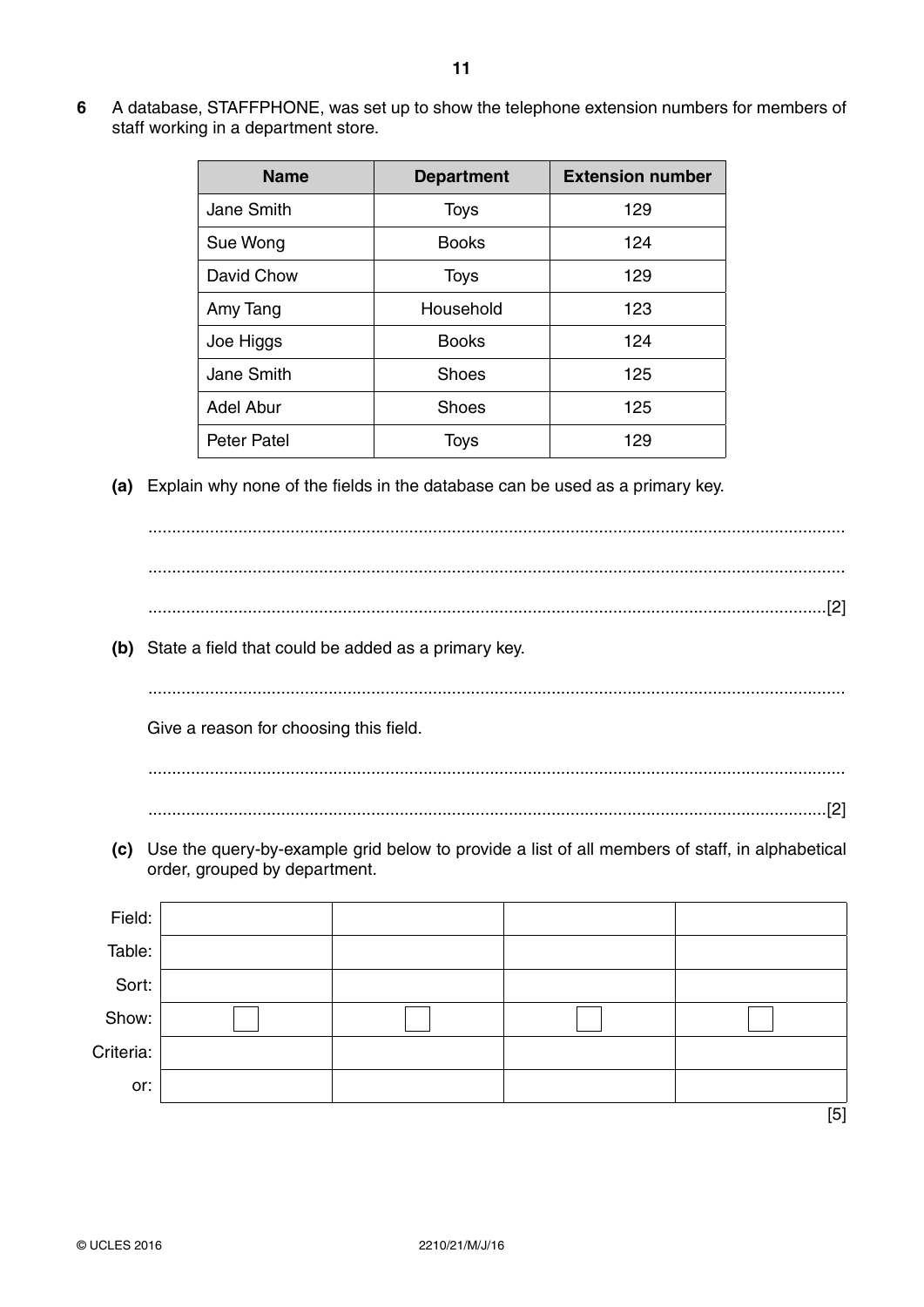**6** A database, STAFFPHONE, was set up to show the telephone extension numbers for members of staff working in a department store.

| Name | Department | Extension number |
|---|---|---|
| Jane Smith | Toys | 129 |
| Sue Wong | Books | 124 |
| David Chow | Toys | 129 |
| Amy Tang | Household | 123 |
| Joe Higgs | Books | 124 |
| Jane Smith | Shoes | 125 |
| Adel Abur | Shoes | 125 |
| Peter Patel | Toys | 129 |

**(a)** Explain why none of the fields in the database can be used as a primary key.

..........................................................................................................................................

..........................................................................................................................................

.......................................................................................................................................[2]

**(b)** State a field that could be added as a primary key.

..........................................................................................................................................

Give a reason for choosing this field.

..........................................................................................................................................

.......................................................................................................................................[2]

**(c)** Use the query-by-example grid below to provide a list of all members of staff, in alphabetical order, grouped by department.

| | | | | |
|---|---|---|---|---|
| Field: | | | | |
| Table: | | | | |
| Sort: | | | | |
| Show: | ☐ | ☐ | ☐ | ☐ |
| Criteria: | | | | |
| or: | | | | |

[5]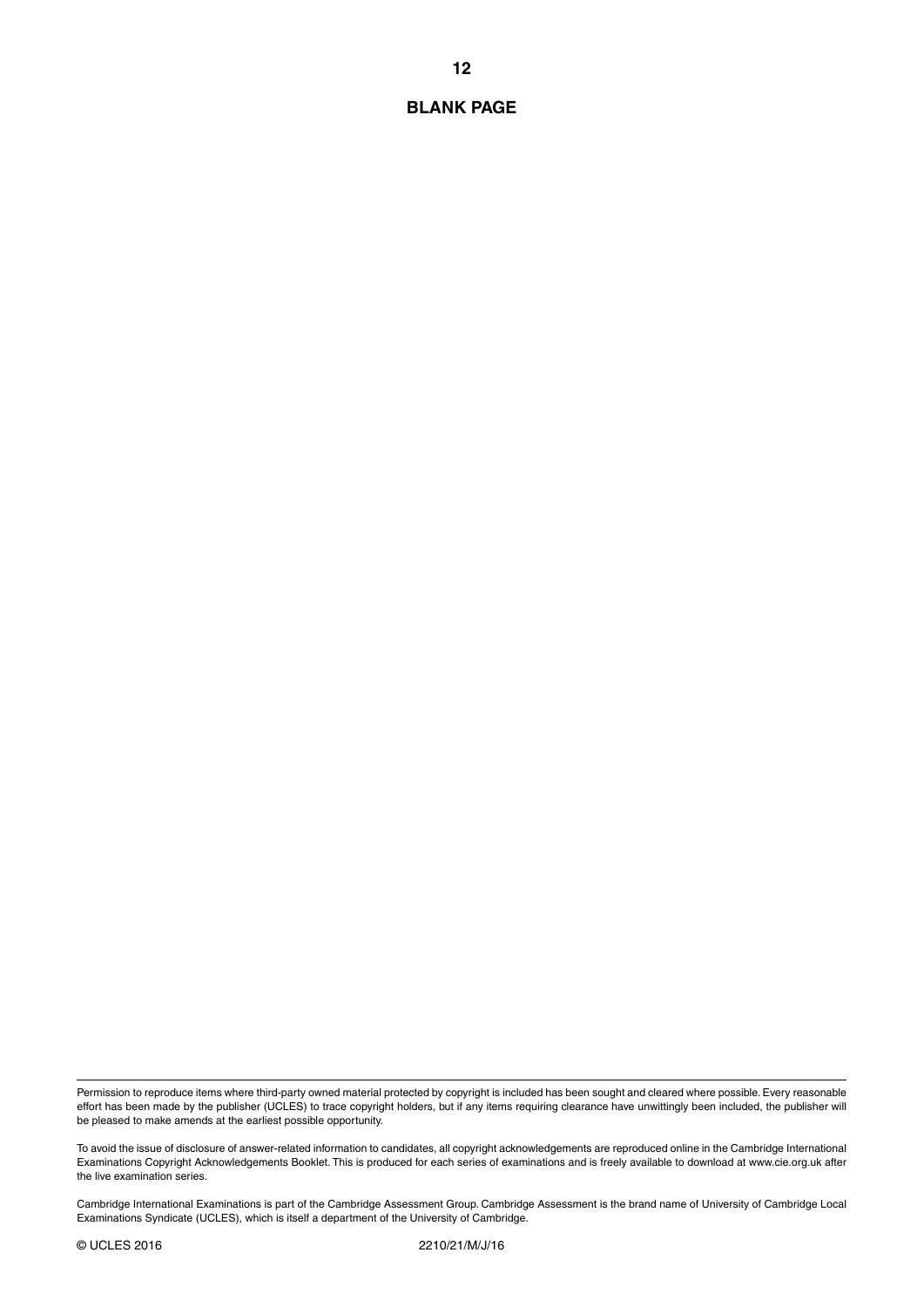**BLANK PAGE**

Permission to reproduce items where third-party owned material protected by copyright is included has been sought and cleared where possible. Every reasonable effort has been made by the publisher (UCLES) to trace copyright holders, but if any items requiring clearance have unwittingly been included, the publisher will be pleased to make amends at the earliest possible opportunity.

To avoid the issue of disclosure of answer-related information to candidates, all copyright acknowledgements are reproduced online in the Cambridge International Examinations Copyright Acknowledgements Booklet. This is produced for each series of examinations and is freely available to download at www.cie.org.uk after the live examination series.

Cambridge International Examinations is part of the Cambridge Assessment Group. Cambridge Assessment is the brand name of University of Cambridge Local Examinations Syndicate (UCLES), which is itself a department of the University of Cambridge.